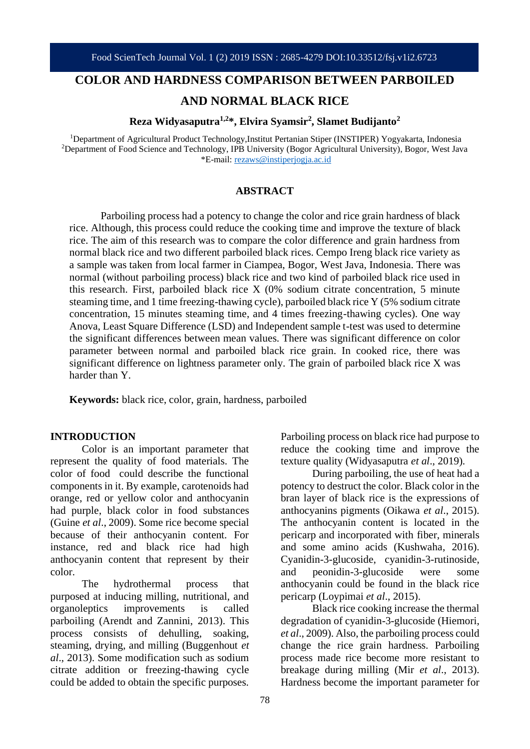# COLOR AND HARDNESS COMPARISON BETWEEN PARBOILED AND NORMAL BLACK RICE

**Reza Widyasaputra[1,2]*, Elvira Syamsir[2], Slamet Budijanto[2]**

[1]Department of Agricultural Product Technology,Institut Pertanian Stiper (INSTIPER) Yogyakarta, Indonesia
[2]Department of Food Science and Technology, IPB University (Bogor Agricultural University), Bogor, West Java
*E-mail: rezaws@instiperjogja.ac.id

## ABSTRACT

Parboiling process had a potency to change the color and rice grain hardness of black rice. Although, this process could reduce the cooking time and improve the texture of black rice. The aim of this research was to compare the color difference and grain hardness from normal black rice and two different parboiled black rices. Cempo Ireng black rice variety as a sample was taken from local farmer in Ciampea, Bogor, West Java, Indonesia. There was normal (without parboiling process) black rice and two kind of parboiled black rice used in this research. First, parboiled black rice X (0% sodium citrate concentration, 5 minute steaming time, and 1 time freezing-thawing cycle), parboiled black rice Y (5% sodium citrate concentration, 15 minutes steaming time, and 4 times freezing-thawing cycles). One way Anova, Least Square Difference (LSD) and Independent sample t-test was used to determine the significant differences between mean values. There was significant difference on color parameter between normal and parboiled black rice grain. In cooked rice, there was significant difference on lightness parameter only. The grain of parboiled black rice X was harder than Y.

**Keywords:** black rice, color, grain, hardness, parboiled

## INTRODUCTION

Color is an important parameter that represent the quality of food materials. The color of food could describe the functional components in it. By example, carotenoids had orange, red or yellow color and anthocyanin had purple, black color in food substances (Guine *et al*., 2009). Some rice become special because of their anthocyanin content. For instance, red and black rice had high anthocyanin content that represent by their color.

The hydrothermal process that purposed at inducing milling, nutritional, and organoleptics improvements is called parboiling (Arendt and Zannini, 2013). This process consists of dehulling, soaking, steaming, drying, and milling (Buggenhout *et al*., 2013). Some modification such as sodium citrate addition or freezing-thawing cycle could be added to obtain the specific purposes. Parboiling process on black rice had purpose to reduce the cooking time and improve the texture quality (Widyasaputra *et al*., 2019).

During parboiling, the use of heat had a potency to destruct the color. Black color in the bran layer of black rice is the expressions of anthocyanins pigments (Oikawa *et al*., 2015). The anthocyanin content is located in the pericarp and incorporated with fiber, minerals and some amino acids (Kushwaha, 2016). Cyanidin-3-glucoside, cyanidin-3-rutinoside, and peonidin-3-glucoside were some anthocyanin could be found in the black rice pericarp (Loypimai *et al*., 2015).

Black rice cooking increase the thermal degradation of cyanidin-3-glucoside (Hiemori, *et al*., 2009). Also, the parboiling process could change the rice grain hardness. Parboiling process made rice become more resistant to breakage during milling (Mir *et al*., 2013). Hardness become the important parameter for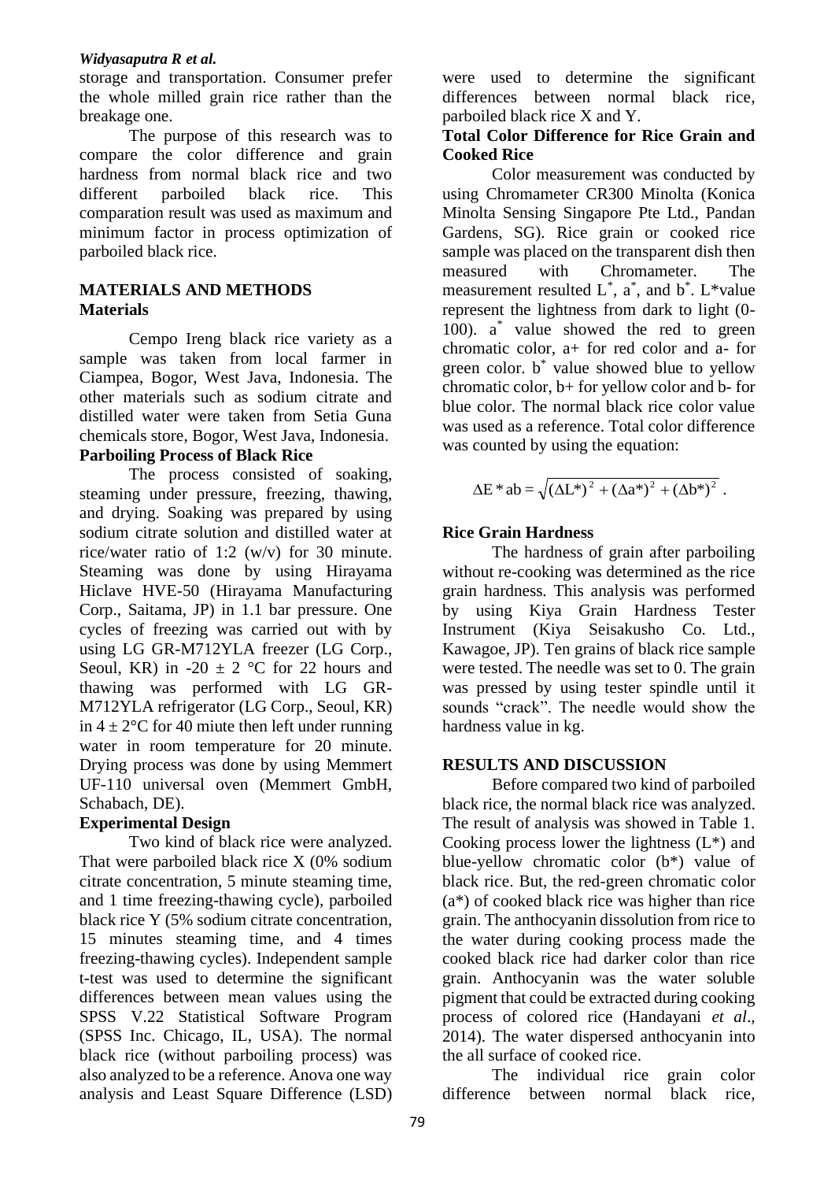storage and transportation. Consumer prefer the whole milled grain rice rather than the breakage one.

The purpose of this research was to compare the color difference and grain hardness from normal black rice and two different parboiled black rice. This comparation result was used as maximum and minimum factor in process optimization of parboiled black rice.

## MATERIALS AND METHODS

### Materials

Cempo Ireng black rice variety as a sample was taken from local farmer in Ciampea, Bogor, West Java, Indonesia. The other materials such as sodium citrate and distilled water were taken from Setia Guna chemicals store, Bogor, West Java, Indonesia.

### Parboiling Process of Black Rice

The process consisted of soaking, steaming under pressure, freezing, thawing, and drying. Soaking was prepared by using sodium citrate solution and distilled water at rice/water ratio of 1:2 (w/v) for 30 minute. Steaming was done by using Hirayama Hiclave HVE-50 (Hirayama Manufacturing Corp., Saitama, JP) in 1.1 bar pressure. One cycles of freezing was carried out with by using LG GR-M712YLA freezer (LG Corp., Seoul, KR) in -20 ± 2 °C for 22 hours and thawing was performed with LG GR-M712YLA refrigerator (LG Corp., Seoul, KR) in 4 ± 2°C for 40 miute then left under running water in room temperature for 20 minute. Drying process was done by using Memmert UF-110 universal oven (Memmert GmbH, Schabach, DE).

### Experimental Design

Two kind of black rice were analyzed. That were parboiled black rice X (0% sodium citrate concentration, 5 minute steaming time, and 1 time freezing-thawing cycle), parboiled black rice Y (5% sodium citrate concentration, 15 minutes steaming time, and 4 times freezing-thawing cycles). Independent sample t-test was used to determine the significant differences between mean values using the SPSS V.22 Statistical Software Program (SPSS Inc. Chicago, IL, USA). The normal black rice (without parboiling process) was also analyzed to be a reference. Anova one way analysis and Least Square Difference (LSD) were used to determine the significant differences between normal black rice, parboiled black rice X and Y.

### Total Color Difference for Rice Grain and Cooked Rice

Color measurement was conducted by using Chromameter CR300 Minolta (Konica Minolta Sensing Singapore Pte Ltd., Pandan Gardens, SG). Rice grain or cooked rice sample was placed on the transparent dish then measured with Chromameter. The measurement resulted $L^*$, $a^*$, and $b^*$. $L^*$value represent the lightness from dark to light (0-100). $a^*$ value showed the red to green chromatic color, a+ for red color and a- for green color. $b^*$ value showed blue to yellow chromatic color, b+ for yellow color and b- for blue color. The normal black rice color value was used as a reference. Total color difference was counted by using the equation:

$$\Delta E^*ab = \sqrt{(\Delta L^*)^2 + (\Delta a^*)^2 + (\Delta b^*)^2} \, .$$

### Rice Grain Hardness

The hardness of grain after parboiling without re-cooking was determined as the rice grain hardness. This analysis was performed by using Kiya Grain Hardness Tester Instrument (Kiya Seisakusho Co. Ltd., Kawagoe, JP). Ten grains of black rice sample were tested. The needle was set to 0. The grain was pressed by using tester spindle until it sounds "crack". The needle would show the hardness value in kg.

## RESULTS AND DISCUSSION

Before compared two kind of parboiled black rice, the normal black rice was analyzed. The result of analysis was showed in Table 1. Cooking process lower the lightness (L*) and blue-yellow chromatic color (b*) value of black rice. But, the red-green chromatic color (a*) of cooked black rice was higher than rice grain. The anthocyanin dissolution from rice to the water during cooking process made the cooked black rice had darker color than rice grain. Anthocyanin was the water soluble pigment that could be extracted during cooking process of colored rice (Handayani *et al*., 2014). The water dispersed anthocyanin into the all surface of cooked rice.

The individual rice grain color difference between normal black rice,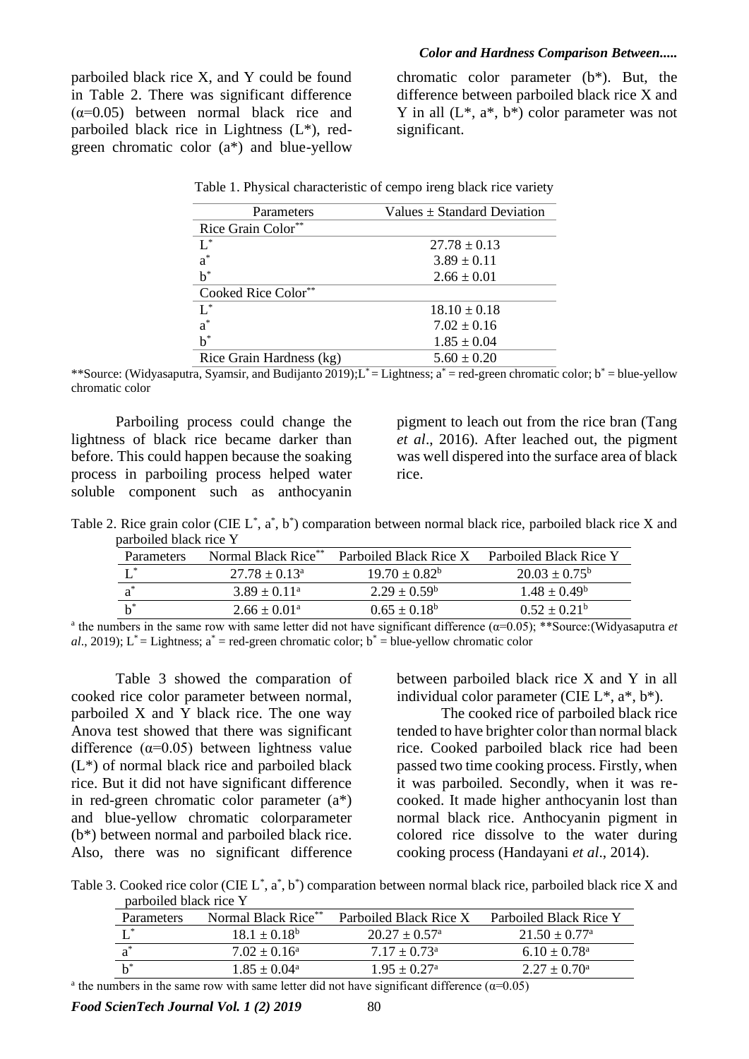parboiled black rice X, and Y could be found in Table 2. There was significant difference (α=0.05) between normal black rice and parboiled black rice in Lightness (L*), red-green chromatic color (a*) and blue-yellow chromatic color parameter (b*). But, the difference between parboiled black rice X and Y in all (L*, a*, b*) color parameter was not significant.

Table 1. Physical characteristic of cempo ireng black rice variety

| Parameters | Values ± Standard Deviation |
|---|---|
| Rice Grain Color** | |
| L* | 27.78 ± 0.13 |
| a* | 3.89 ± 0.11 |
| b* | 2.66 ± 0.01 |
| Cooked Rice Color** | |
| L* | 18.10 ± 0.18 |
| a* | 7.02 ± 0.16 |
| b* | 1.85 ± 0.04 |
| Rice Grain Hardness (kg) | 5.60 ± 0.20 |

**Source: (Widyasaputra, Syamsir, and Budijanto 2019);L* = Lightness; a* = red-green chromatic color; b* = blue-yellow chromatic color

Parboiling process could change the lightness of black rice became darker than before. This could happen because the soaking process in parboiling process helped water soluble component such as anthocyanin pigment to leach out from the rice bran (Tang *et al*., 2016). After leached out, the pigment was well dispered into the surface area of black rice.

Table 2. Rice grain color (CIE L*, a*, b*) comparation between normal black rice, parboiled black rice X and parboiled black rice Y

| Parameters | Normal Black Rice** | Parboiled Black Rice X | Parboiled Black Rice Y |
|---|---|---|---|
| L* | 27.78 ± 0.13[a] | 19.70 ± 0.82[b] | 20.03 ± 0.75[b] |
| a* | 3.89 ± 0.11[a] | 2.29 ± 0.59[b] | 1.48 ± 0.49[b] |
| b* | 2.66 ± 0.01[a] | 0.65 ± 0.18[b] | 0.52 ± 0.21[b] |

[a] the numbers in the same row with same letter did not have significant difference (α=0.05); **Source:(Widyasaputra *et al*., 2019); L* = Lightness; a* = red-green chromatic color; b* = blue-yellow chromatic color

Table 3 showed the comparation of cooked rice color parameter between normal, parboiled X and Y black rice. The one way Anova test showed that there was significant difference (α=0.05) between lightness value (L*) of normal black rice and parboiled black rice. But it did not have significant difference in red-green chromatic color parameter (a*) and blue-yellow chromatic colorparameter (b*) between normal and parboiled black rice. Also, there was no significant difference between parboiled black rice X and Y in all individual color parameter (CIE L*, a*, b*).

The cooked rice of parboiled black rice tended to have brighter color than normal black rice. Cooked parboiled black rice had been passed two time cooking process. Firstly, when it was parboiled. Secondly, when it was re-cooked. It made higher anthocyanin lost than normal black rice. Anthocyanin pigment in colored rice dissolve to the water during cooking process (Handayani *et al*., 2014).

Table 3. Cooked rice color (CIE L*, a*, b*) comparation between normal black rice, parboiled black rice X and parboiled black rice Y

| Parameters | Normal Black Rice** | Parboiled Black Rice X | Parboiled Black Rice Y |
|---|---|---|---|
| L* | 18.1 ± 0.18[b] | 20.27 ± 0.57[a] | 21.50 ± 0.77[a] |
| a* | 7.02 ± 0.16[a] | 7.17 ± 0.73[a] | 6.10 ± 0.78[a] |
| b* | 1.85 ± 0.04[a] | 1.95 ± 0.27[a] | 2.27 ± 0.70[a] |

[a] the numbers in the same row with same letter did not have significant difference (α=0.05)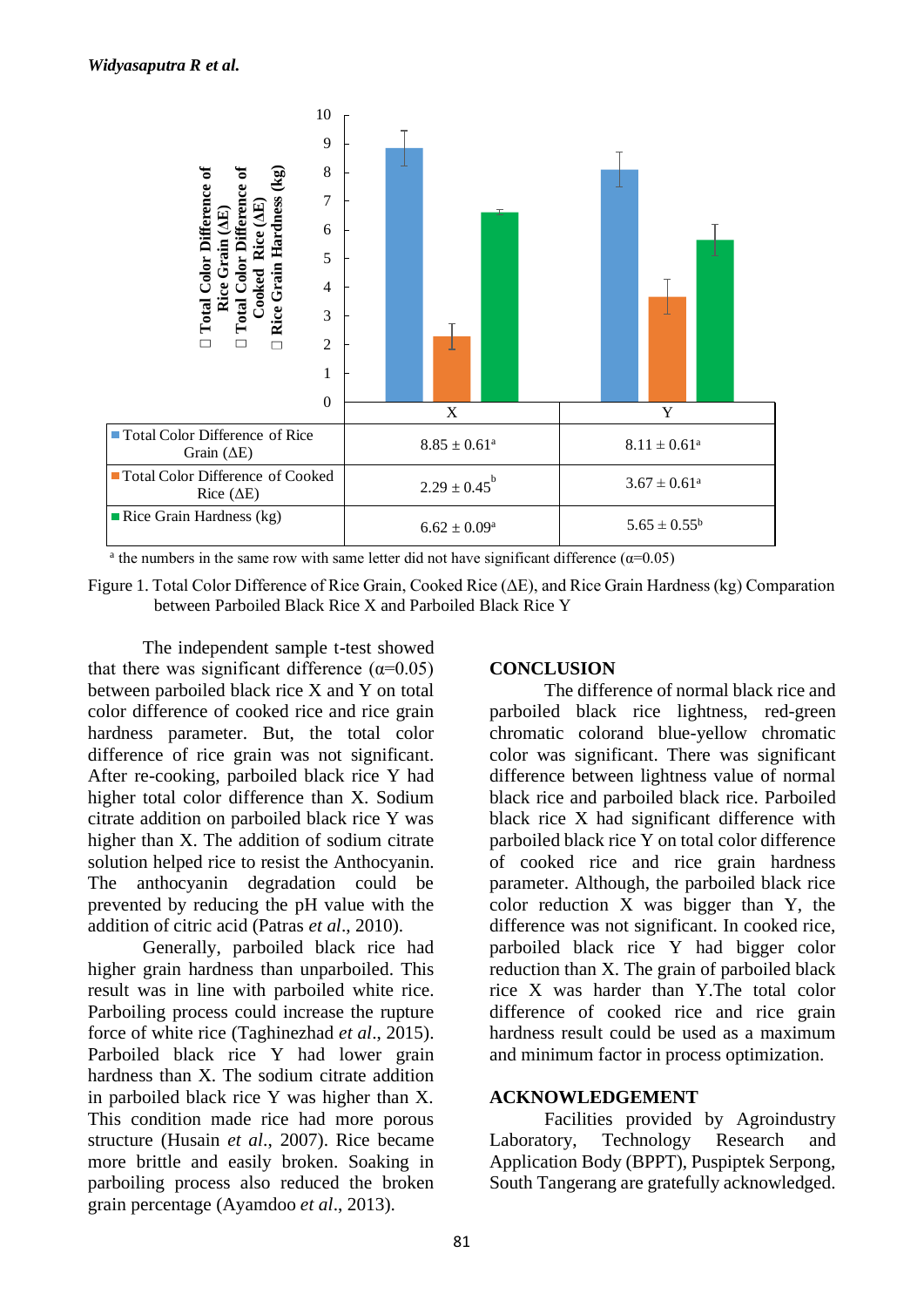| | X | Y |
|---|---|---|
| Total Color Difference of Rice Grain (ΔE) | 8.85 ± 0.61[a] | 8.11 ± 0.61[a] |
| Total Color Difference of Cooked Rice (ΔE) | 2.29 ± 0.45[b] | 3.67 ± 0.61[a] |
| Rice Grain Hardness (kg) | 6.62 ± 0.09[a] | 5.65 ± 0.55[b] |

[a] the numbers in the same row with same letter did not have significant difference (α=0.05)

Figure 1. Total Color Difference of Rice Grain, Cooked Rice (ΔE), and Rice Grain Hardness (kg) Comparation between Parboiled Black Rice X and Parboiled Black Rice Y

The independent sample t-test showed that there was significant difference (α=0.05) between parboiled black rice X and Y on total color difference of cooked rice and rice grain hardness parameter. But, the total color difference of rice grain was not significant. After re-cooking, parboiled black rice Y had higher total color difference than X. Sodium citrate addition on parboiled black rice Y was higher than X. The addition of sodium citrate solution helped rice to resist the Anthocyanin. The anthocyanin degradation could be prevented by reducing the pH value with the addition of citric acid (Patras *et al*., 2010).

Generally, parboiled black rice had higher grain hardness than unparboiled. This result was in line with parboiled white rice. Parboiling process could increase the rupture force of white rice (Taghinezhad *et al*., 2015). Parboiled black rice Y had lower grain hardness than X. The sodium citrate addition in parboiled black rice Y was higher than X. This condition made rice had more porous structure (Husain *et al*., 2007). Rice became more brittle and easily broken. Soaking in parboiling process also reduced the broken grain percentage (Ayamdoo *et al*., 2013).

## CONCLUSION

The difference of normal black rice and parboiled black rice lightness, red-green chromatic colorand blue-yellow chromatic color was significant. There was significant difference between lightness value of normal black rice and parboiled black rice. Parboiled black rice X had significant difference with parboiled black rice Y on total color difference of cooked rice and rice grain hardness parameter. Although, the parboiled black rice color reduction X was bigger than Y, the difference was not significant. In cooked rice, parboiled black rice Y had bigger color reduction than X. The grain of parboiled black rice X was harder than Y.The total color difference of cooked rice and rice grain hardness result could be used as a maximum and minimum factor in process optimization.

## ACKNOWLEDGEMENT

Facilities provided by Agroindustry Laboratory, Technology Research and Application Body (BPPT), Puspiptek Serpong, South Tangerang are gratefully acknowledged.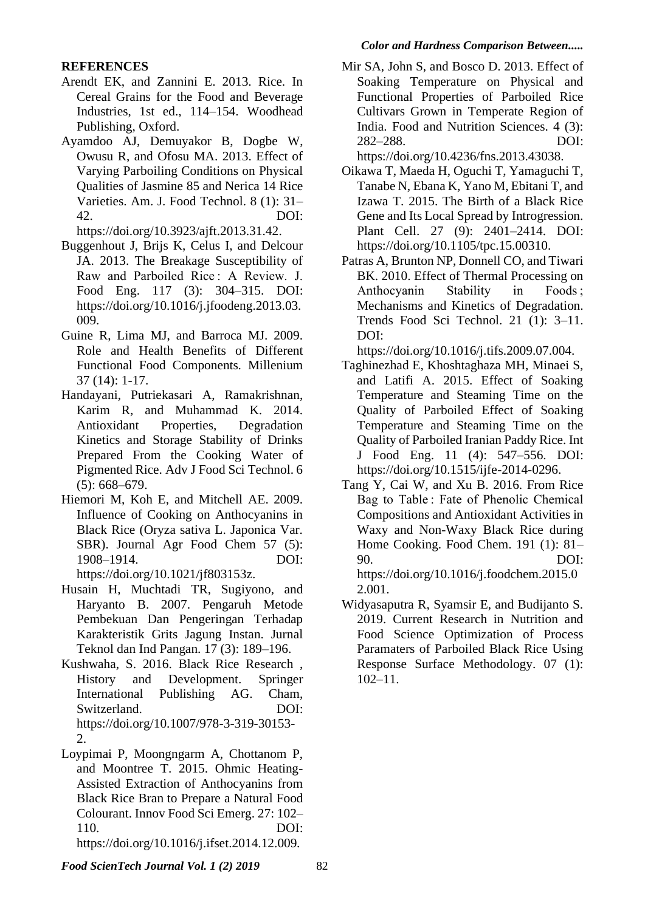## REFERENCES

Arendt EK, and Zannini E. 2013. Rice. In Cereal Grains for the Food and Beverage Industries, 1st ed., 114–154. Woodhead Publishing, Oxford.

Ayamdoo AJ, Demuyakor B, Dogbe W, Owusu R, and Ofosu MA. 2013. Effect of Varying Parboiling Conditions on Physical Qualities of Jasmine 85 and Nerica 14 Rice Varieties. Am. J. Food Technol. 8 (1): 31–42. DOI: https://doi.org/10.3923/ajft.2013.31.42.

Buggenhout J, Brijs K, Celus I, and Delcour JA. 2013. The Breakage Susceptibility of Raw and Parboiled Rice : A Review. J. Food Eng. 117 (3): 304–315. DOI: https://doi.org/10.1016/j.jfoodeng.2013.03.009.

Guine R, Lima MJ, and Barroca MJ. 2009. Role and Health Benefits of Different Functional Food Components. Millenium 37 (14): 1-17.

Handayani, Putriekasari A, Ramakrishnan, Karim R, and Muhammad K. 2014. Antioxidant Properties, Degradation Kinetics and Storage Stability of Drinks Prepared From the Cooking Water of Pigmented Rice. Adv J Food Sci Technol. 6 (5): 668–679.

Hiemori M, Koh E, and Mitchell AE. 2009. Influence of Cooking on Anthocyanins in Black Rice (Oryza sativa L. Japonica Var. SBR). Journal Agr Food Chem 57 (5): 1908–1914. DOI: https://doi.org/10.1021/jf803153z.

Husain H, Muchtadi TR, Sugiyono, and Haryanto B. 2007. Pengaruh Metode Pembekuan Dan Pengeringan Terhadap Karakteristik Grits Jagung Instan. Jurnal Teknol dan Ind Pangan. 17 (3): 189–196.

Kushwaha, S. 2016. Black Rice Research , History and Development. Springer International Publishing AG. Cham, Switzerland. DOI: https://doi.org/10.1007/978-3-319-30153-2.

Loypimai P, Moongngarm A, Chottanom P, and Moontree T. 2015. Ohmic Heating-Assisted Extraction of Anthocyanins from Black Rice Bran to Prepare a Natural Food Colourant. Innov Food Sci Emerg. 27: 102–110. DOI: https://doi.org/10.1016/j.ifset.2014.12.009.

Mir SA, John S, and Bosco D. 2013. Effect of Soaking Temperature on Physical and Functional Properties of Parboiled Rice Cultivars Grown in Temperate Region of India. Food and Nutrition Sciences. 4 (3): 282–288. DOI: https://doi.org/10.4236/fns.2013.43038.

Oikawa T, Maeda H, Oguchi T, Yamaguchi T, Tanabe N, Ebana K, Yano M, Ebitani T, and Izawa T. 2015. The Birth of a Black Rice Gene and Its Local Spread by Introgression. Plant Cell. 27 (9): 2401–2414. DOI: https://doi.org/10.1105/tpc.15.00310.

Patras A, Brunton NP, Donnell CO, and Tiwari BK. 2010. Effect of Thermal Processing on Anthocyanin Stability in Foods ; Mechanisms and Kinetics of Degradation. Trends Food Sci Technol. 21 (1): 3–11. DOI: https://doi.org/10.1016/j.tifs.2009.07.004.

Taghinezhad E, Khoshtaghaza MH, Minaei S, and Latifi A. 2015. Effect of Soaking Temperature and Steaming Time on the Quality of Parboiled Effect of Soaking Temperature and Steaming Time on the Quality of Parboiled Iranian Paddy Rice. Int J Food Eng. 11 (4): 547–556. DOI: https://doi.org/10.1515/ijfe-2014-0296.

Tang Y, Cai W, and Xu B. 2016. From Rice Bag to Table : Fate of Phenolic Chemical Compositions and Antioxidant Activities in Waxy and Non-Waxy Black Rice during Home Cooking. Food Chem. 191 (1): 81–90. DOI: https://doi.org/10.1016/j.foodchem.2015.02.001.

Widyasaputra R, Syamsir E, and Budijanto S. 2019. Current Research in Nutrition and Food Science Optimization of Process Paramaters of Parboiled Black Rice Using Response Surface Methodology. 07 (1): 102–11.